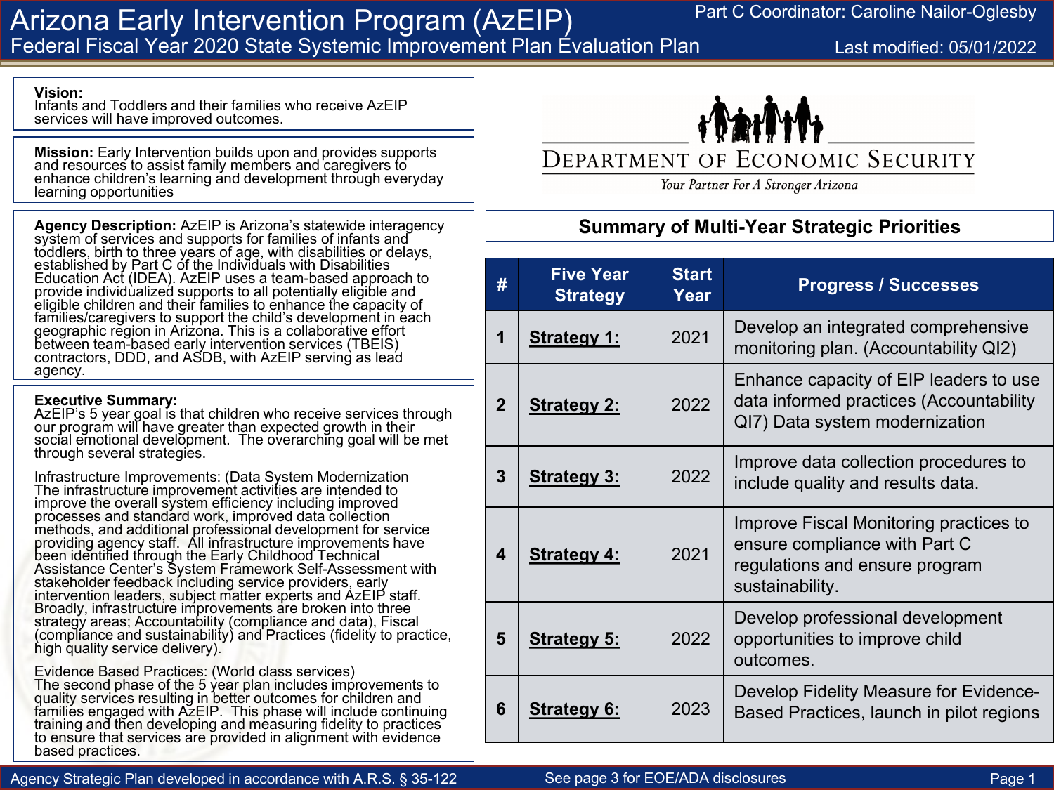# Arizona Early Intervention Program (AzEIP)

## Federal Fiscal Year 2020 State Systemic Improvement Plan Evaluation Plan

Part C Coordinator: Caroline Nailor-Oglesby

Last modified: 05/01/2022

**Vision:**
Infants and Toddlers and their families who receive AzEIP services will have improved outcomes.

**Mission:** Early Intervention builds upon and provides supports and resources to assist family members and caregivers to enhance children's learning and development through everyday learning opportunities

**Agency Description:** AzEIP is Arizona's statewide interagency system of services and supports for families of infants and toddlers, birth to three years of age, with disabilities or delays, established by Part C of the Individuals with Disabilities Education Act (IDEA). AzEIP uses a team-based approach to provide individualized supports to all potentially eligible and eligible children and their families to enhance the capacity of families/caregivers to support the child's development in each geographic region in Arizona. This is a collaborative effort between team-based early intervention services (TBEIS) contractors, DDD, and ASDB, with AzEIP serving as lead agency.

**Executive Summary:**
AzEIP's 5 year goal is that children who receive services through our program will have greater than expected growth in their social emotional development. The overarching goal will be met through several strategies.

Infrastructure Improvements: (Data System Modernization
The infrastructure improvement activities are intended to improve the overall system efficiency including improved processes and standard work, improved data collection methods, and additional professional development for service providing agency staff. All infrastructure improvements have been identified through the Early Childhood Technical Assistance Center's System Framework Self-Assessment with stakeholder feedback including service providers, early intervention leaders, subject matter experts and AzEIP staff. Broadly, infrastructure improvements are broken into three strategy areas; Accountability (compliance and data), Fiscal (compliance and sustainability) and Practices (fidelity to practice, high quality service delivery).

Evidence Based Practices: (World class services)
The second phase of the 5 year plan includes improvements to quality services resulting in better outcomes for children and families engaged with AzEIP. This phase will include continuing training and then developing and measuring fidelity to practices to ensure that services are provided in alignment with evidence based practices.

DEPARTMENT OF ECONOMIC SECURITY
*Your Partner For A Stronger Arizona*

## Summary of Multi-Year Strategic Priorities

| # | Five Year Strategy | Start Year | Progress / Successes |
|---|---|---|---|
| 1 | **Strategy 1:** | 2021 | Develop an integrated comprehensive monitoring plan. (Accountability QI2) |
| 2 | **Strategy 2:** | 2022 | Enhance capacity of EIP leaders to use data informed practices (Accountability QI7) Data system modernization |
| 3 | **Strategy 3:** | 2022 | Improve data collection procedures to include quality and results data. |
| 4 | **Strategy 4:** | 2021 | Improve Fiscal Monitoring practices to ensure compliance with Part C regulations and ensure program sustainability. |
| 5 | **Strategy 5:** | 2022 | Develop professional development opportunities to improve child outcomes. |
| 6 | **Strategy 6:** | 2023 | Develop Fidelity Measure for Evidence-Based Practices, launch in pilot regions |

Agency Strategic Plan developed in accordance with A.R.S. § 35-122

See page 3 for EOE/ADA disclosures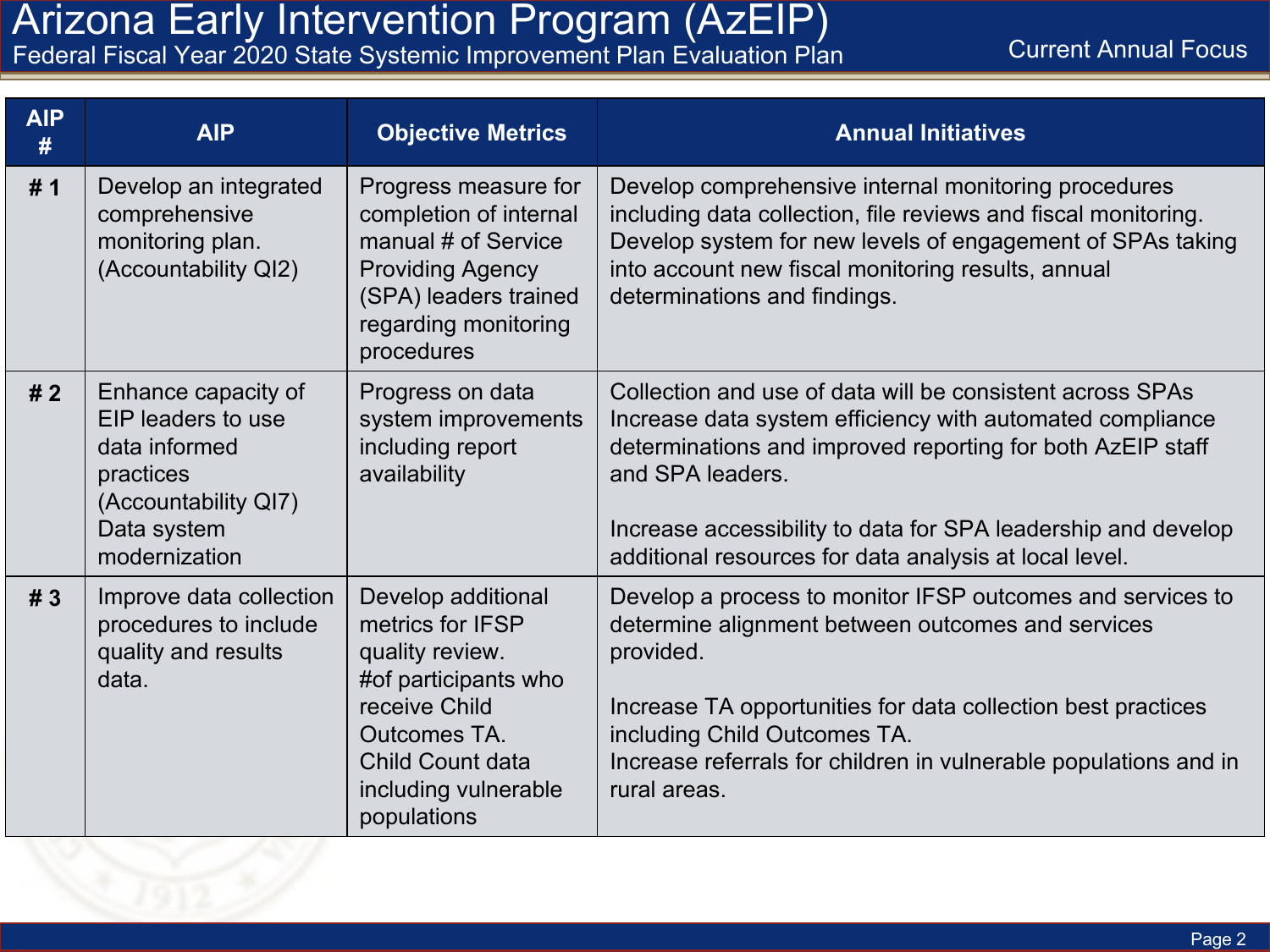# Arizona Early Intervention Program (AzEIP)

Federal Fiscal Year 2020 State Systemic Improvement Plan Evaluation Plan

Current Annual Focus

| AIP # | AIP | Objective Metrics | Annual Initiatives |
|---|---|---|---|
| # 1 | Develop an integrated comprehensive monitoring plan. (Accountability QI2) | Progress measure for completion of internal manual # of Service Providing Agency (SPA) leaders trained regarding monitoring procedures | Develop comprehensive internal monitoring procedures including data collection, file reviews and fiscal monitoring. Develop system for new levels of engagement of SPAs taking into account new fiscal monitoring results, annual determinations and findings. |
| # 2 | Enhance capacity of EIP leaders to use data informed practices (Accountability QI7) Data system modernization | Progress on data system improvements including report availability | Collection and use of data will be consistent across SPAs Increase data system efficiency with automated compliance determinations and improved reporting for both AzEIP staff and SPA leaders.<br><br>Increase accessibility to data for SPA leadership and develop additional resources for data analysis at local level. |
| # 3 | Improve data collection procedures to include quality and results data. | Develop additional metrics for IFSP quality review.<br>#of participants who receive Child Outcomes TA.<br>Child Count data including vulnerable populations | Develop a process to monitor IFSP outcomes and services to determine alignment between outcomes and services provided.<br><br>Increase TA opportunities for data collection best practices including Child Outcomes TA.<br>Increase referrals for children in vulnerable populations and in rural areas. |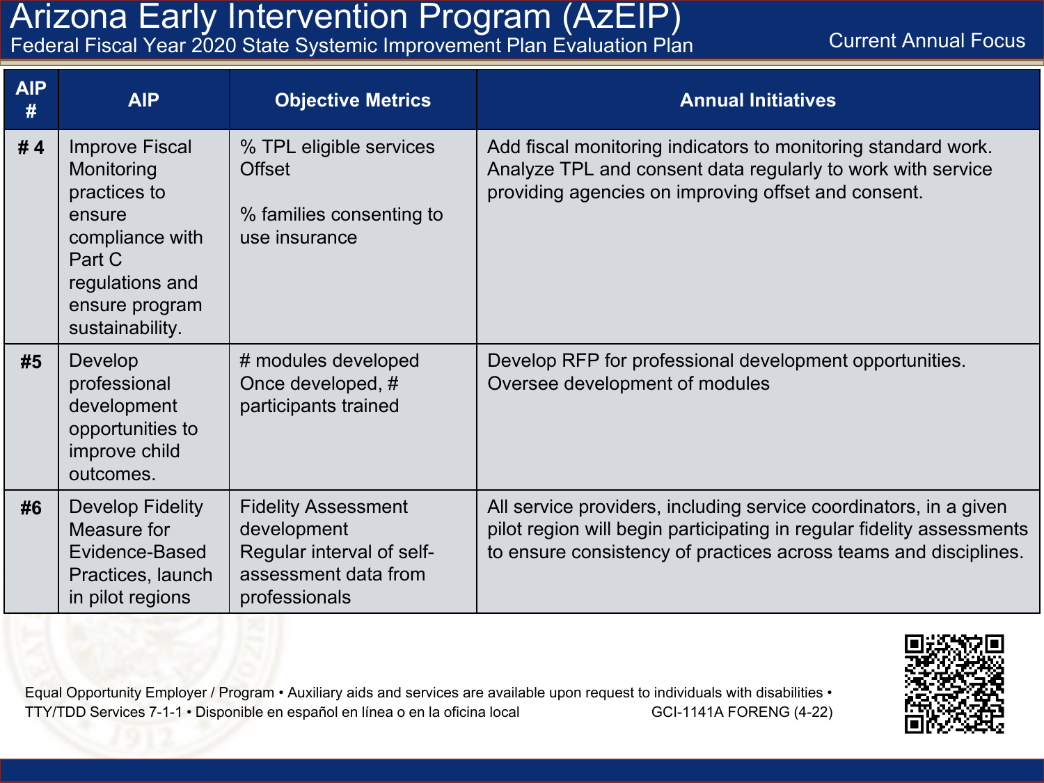# Arizona Early Intervention Program (AzEIP)

Federal Fiscal Year 2020 State Systemic Improvement Plan Evaluation Plan

Current Annual Focus

| AIP # | AIP | Objective Metrics | Annual Initiatives |
|---|---|---|---|
| # 4 | Improve Fiscal Monitoring practices to ensure compliance with Part C regulations and ensure program sustainability. | % TPL eligible services Offset<br><br>% families consenting to use insurance | Add fiscal monitoring indicators to monitoring standard work. Analyze TPL and consent data regularly to work with service providing agencies on improving offset and consent. |
| #5 | Develop professional development opportunities to improve child outcomes. | # modules developed<br>Once developed, # participants trained | Develop RFP for professional development opportunities.<br>Oversee development of modules |
| #6 | Develop Fidelity Measure for Evidence-Based Practices, launch in pilot regions | Fidelity Assessment development<br>Regular interval of self-assessment data from professionals | All service providers, including service coordinators, in a given pilot region will begin participating in regular fidelity assessments to ensure consistency of practices across teams and disciplines. |

Equal Opportunity Employer / Program • Auxiliary aids and services are available upon request to individuals with disabilities • TTY/TDD Services 7-1-1 • Disponible en español en línea o en la oficina local GCI-1141A FORENG (4-22)